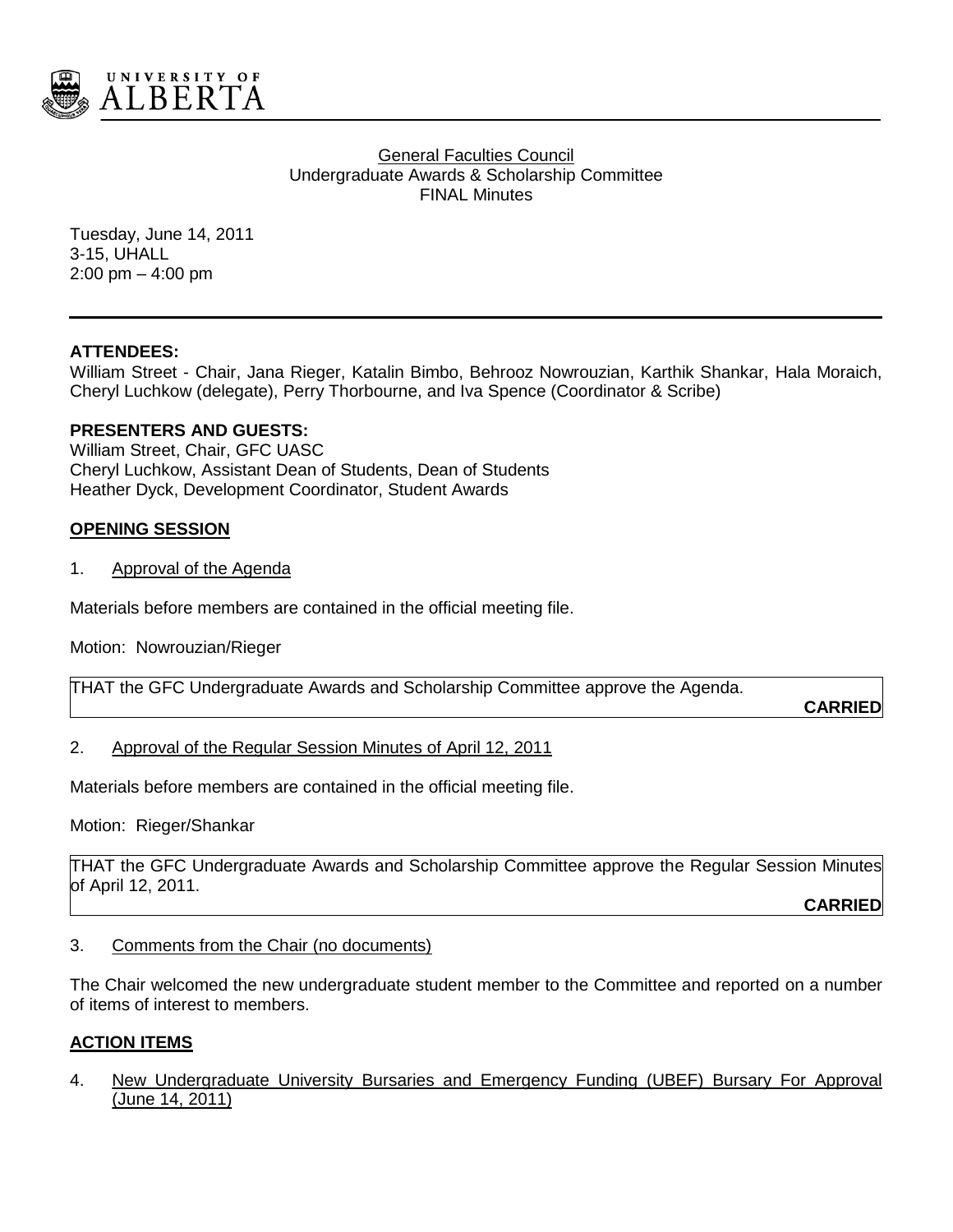General Faculties Council
Undergraduate Awards & Scholarship Committee
FINAL Minutes

Tuesday, June 14, 2011
3-15, UHALL
2:00 pm – 4:00 pm

**ATTENDEES:**
William Street - Chair, Jana Rieger, Katalin Bimbo, Behrooz Nowrouzian, Karthik Shankar, Hala Moraich, Cheryl Luchkow (delegate), Perry Thorbourne, and Iva Spence (Coordinator & Scribe)

**PRESENTERS AND GUESTS:**
William Street, Chair, GFC UASC
Cheryl Luchkow, Assistant Dean of Students, Dean of Students
Heather Dyck, Development Coordinator, Student Awards

## OPENING SESSION

1. Approval of the Agenda

Materials before members are contained in the official meeting file.

Motion: Nowrouzian/Rieger

THAT the GFC Undergraduate Awards and Scholarship Committee approve the Agenda.

**CARRIED**

2. Approval of the Regular Session Minutes of April 12, 2011

Materials before members are contained in the official meeting file.

Motion: Rieger/Shankar

THAT the GFC Undergraduate Awards and Scholarship Committee approve the Regular Session Minutes of April 12, 2011.

**CARRIED**

3. Comments from the Chair (no documents)

The Chair welcomed the new undergraduate student member to the Committee and reported on a number of items of interest to members.

## ACTION ITEMS

4. New Undergraduate University Bursaries and Emergency Funding (UBEF) Bursary For Approval (June 14, 2011)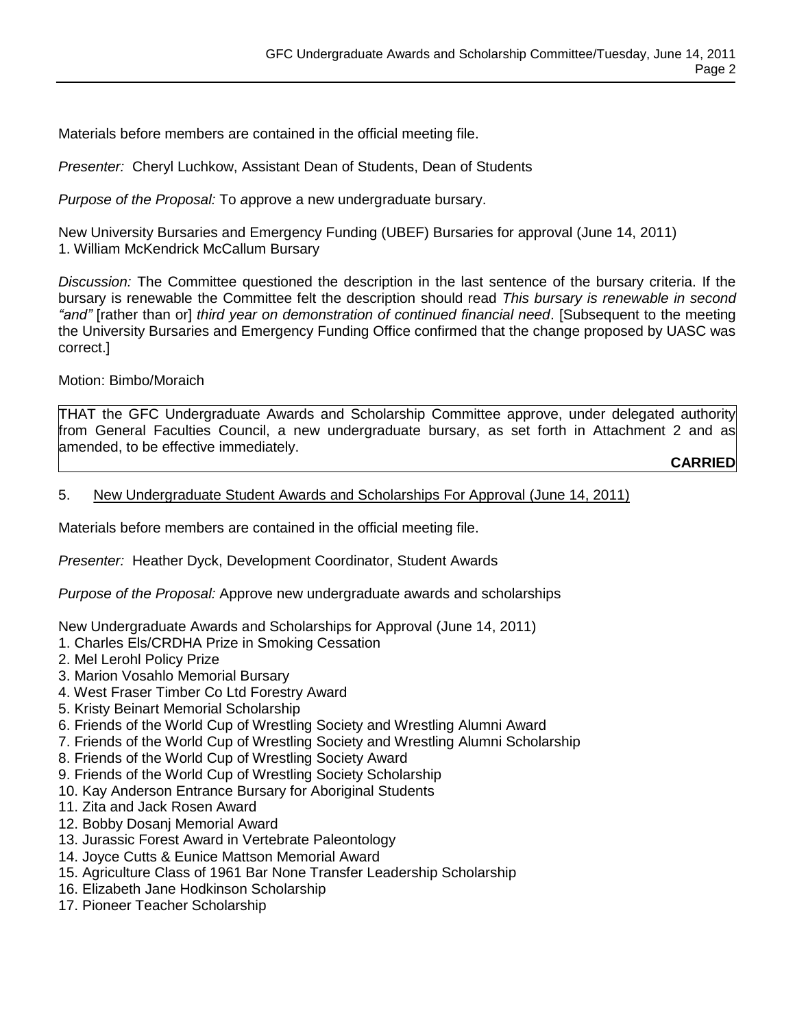Materials before members are contained in the official meeting file.

*Presenter:* Cheryl Luchkow, Assistant Dean of Students, Dean of Students

*Purpose of the Proposal:* To approve a new undergraduate bursary.

New University Bursaries and Emergency Funding (UBEF) Bursaries for approval (June 14, 2011)
1. William McKendrick McCallum Bursary

*Discussion:* The Committee questioned the description in the last sentence of the bursary criteria. If the bursary is renewable the Committee felt the description should read *This bursary is renewable in second "and"* [rather than or] *third year on demonstration of continued financial need*. [Subsequent to the meeting the University Bursaries and Emergency Funding Office confirmed that the change proposed by UASC was correct.]

Motion: Bimbo/Moraich

> THAT the GFC Undergraduate Awards and Scholarship Committee approve, under delegated authority from General Faculties Council, a new undergraduate bursary, as set forth in Attachment 2 and as amended, to be effective immediately.
>
> **CARRIED**

5. <u>New Undergraduate Student Awards and Scholarships For Approval (June 14, 2011)</u>

Materials before members are contained in the official meeting file.

*Presenter:* Heather Dyck, Development Coordinator, Student Awards

*Purpose of the Proposal:* Approve new undergraduate awards and scholarships

New Undergraduate Awards and Scholarships for Approval (June 14, 2011)
1. Charles Els/CRDHA Prize in Smoking Cessation
2. Mel Lerohl Policy Prize
3. Marion Vosahlo Memorial Bursary
4. West Fraser Timber Co Ltd Forestry Award
5. Kristy Beinart Memorial Scholarship
6. Friends of the World Cup of Wrestling Society and Wrestling Alumni Award
7. Friends of the World Cup of Wrestling Society and Wrestling Alumni Scholarship
8. Friends of the World Cup of Wrestling Society Award
9. Friends of the World Cup of Wrestling Society Scholarship
10. Kay Anderson Entrance Bursary for Aboriginal Students
11. Zita and Jack Rosen Award
12. Bobby Dosanj Memorial Award
13. Jurassic Forest Award in Vertebrate Paleontology
14. Joyce Cutts & Eunice Mattson Memorial Award
15. Agriculture Class of 1961 Bar None Transfer Leadership Scholarship
16. Elizabeth Jane Hodkinson Scholarship
17. Pioneer Teacher Scholarship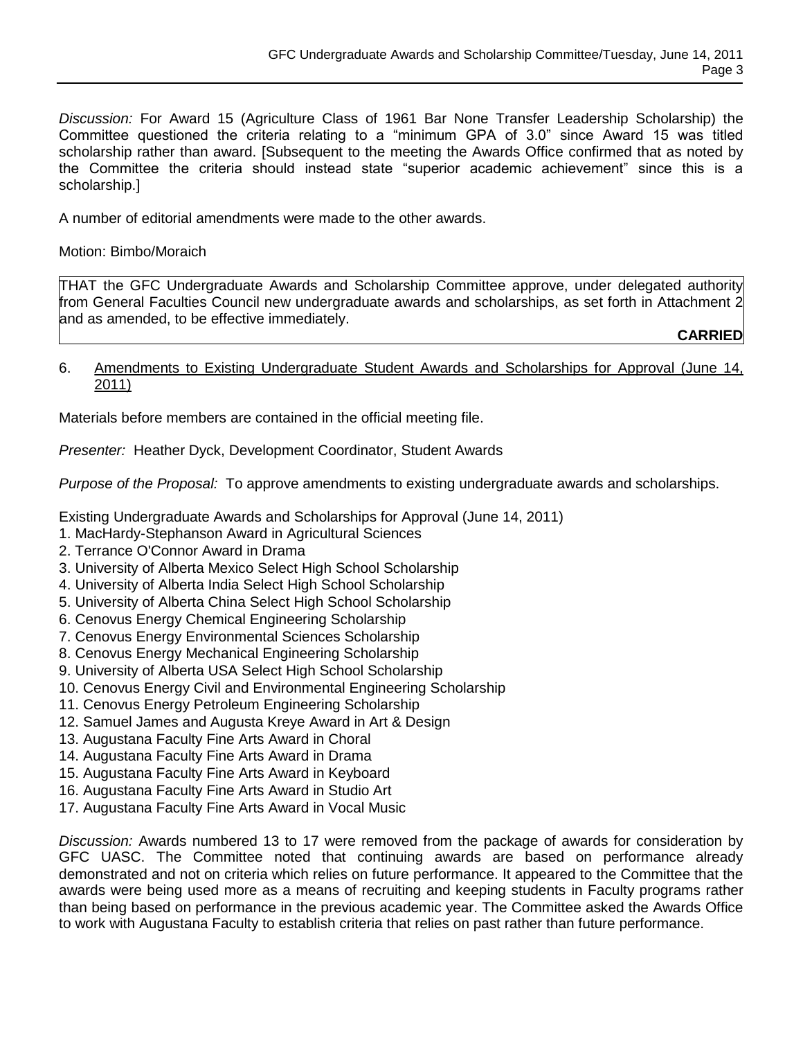*Discussion:* For Award 15 (Agriculture Class of 1961 Bar None Transfer Leadership Scholarship) the Committee questioned the criteria relating to a "minimum GPA of 3.0" since Award 15 was titled scholarship rather than award. [Subsequent to the meeting the Awards Office confirmed that as noted by the Committee the criteria should instead state "superior academic achievement" since this is a scholarship.]

A number of editorial amendments were made to the other awards.

Motion: Bimbo/Moraich

| THAT the GFC Undergraduate Awards and Scholarship Committee approve, under delegated authority from General Faculties Council new undergraduate awards and scholarships, as set forth in Attachment 2 and as amended, to be effective immediately. **CARRIED** |
|---|

6. Amendments to Existing Undergraduate Student Awards and Scholarships for Approval (June 14, 2011)

Materials before members are contained in the official meeting file.

*Presenter:* Heather Dyck, Development Coordinator, Student Awards

*Purpose of the Proposal:* To approve amendments to existing undergraduate awards and scholarships.

Existing Undergraduate Awards and Scholarships for Approval (June 14, 2011)

1. MacHardy-Stephanson Award in Agricultural Sciences
2. Terrance O'Connor Award in Drama
3. University of Alberta Mexico Select High School Scholarship
4. University of Alberta India Select High School Scholarship
5. University of Alberta China Select High School Scholarship
6. Cenovus Energy Chemical Engineering Scholarship
7. Cenovus Energy Environmental Sciences Scholarship
8. Cenovus Energy Mechanical Engineering Scholarship
9. University of Alberta USA Select High School Scholarship
10. Cenovus Energy Civil and Environmental Engineering Scholarship
11. Cenovus Energy Petroleum Engineering Scholarship
12. Samuel James and Augusta Kreye Award in Art & Design
13. Augustana Faculty Fine Arts Award in Choral
14. Augustana Faculty Fine Arts Award in Drama
15. Augustana Faculty Fine Arts Award in Keyboard
16. Augustana Faculty Fine Arts Award in Studio Art
17. Augustana Faculty Fine Arts Award in Vocal Music

*Discussion:* Awards numbered 13 to 17 were removed from the package of awards for consideration by GFC UASC. The Committee noted that continuing awards are based on performance already demonstrated and not on criteria which relies on future performance. It appeared to the Committee that the awards were being used more as a means of recruiting and keeping students in Faculty programs rather than being based on performance in the previous academic year. The Committee asked the Awards Office to work with Augustana Faculty to establish criteria that relies on past rather than future performance.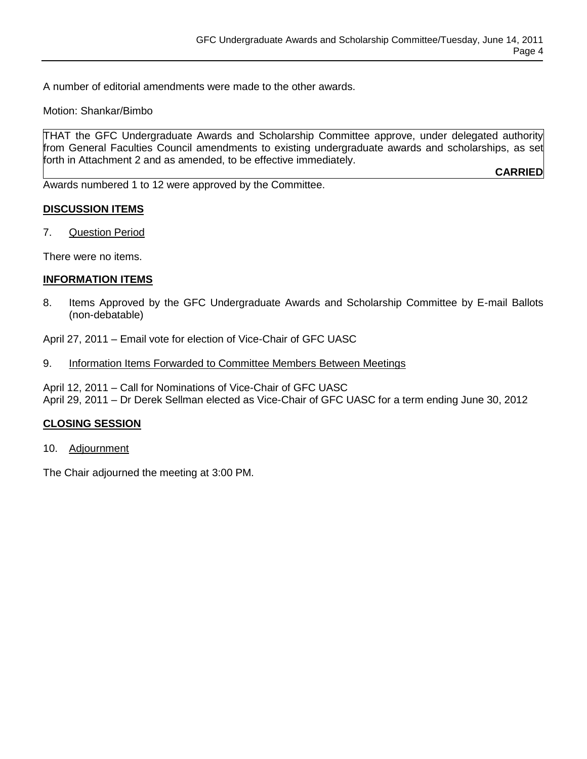A number of editorial amendments were made to the other awards.

Motion: Shankar/Bimbo

THAT the GFC Undergraduate Awards and Scholarship Committee approve, under delegated authority from General Faculties Council amendments to existing undergraduate awards and scholarships, as set forth in Attachment 2 and as amended, to be effective immediately.

**CARRIED**

Awards numbered 1 to 12 were approved by the Committee.

## DISCUSSION ITEMS

7. Question Period

There were no items.

## INFORMATION ITEMS

8. Items Approved by the GFC Undergraduate Awards and Scholarship Committee by E-mail Ballots (non-debatable)

April 27, 2011 – Email vote for election of Vice-Chair of GFC UASC

9. Information Items Forwarded to Committee Members Between Meetings

April 12, 2011 – Call for Nominations of Vice-Chair of GFC UASC
April 29, 2011 – Dr Derek Sellman elected as Vice-Chair of GFC UASC for a term ending June 30, 2012

## CLOSING SESSION

10. Adjournment

The Chair adjourned the meeting at 3:00 PM.